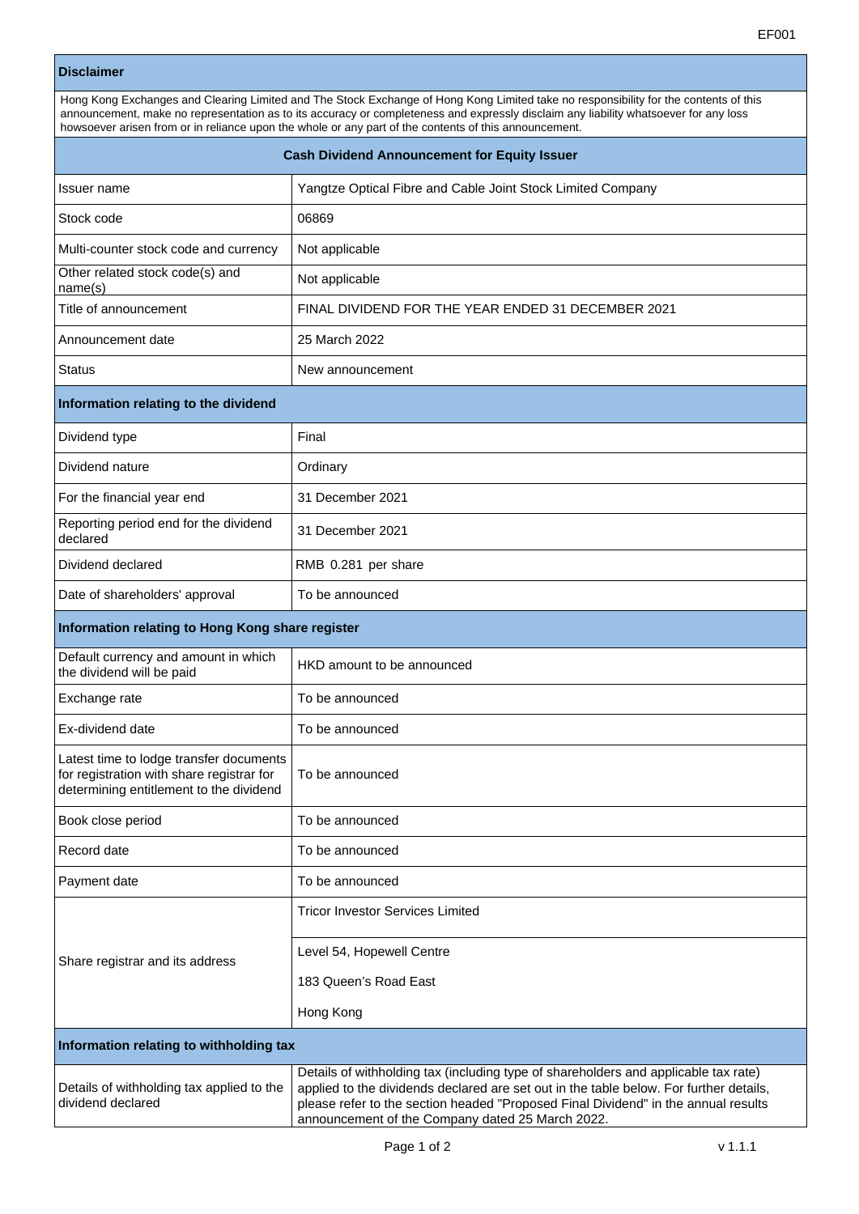EF001

| Disclaimer | |
|---|---|
| Hong Kong Exchanges and Clearing Limited and The Stock Exchange of Hong Kong Limited take no responsibility for the contents of this announcement, make no representation as to its accuracy or completeness and expressly disclaim any liability whatsoever for any loss howsoever arisen from or in reliance upon the whole or any part of the contents of this announcement. | |
| **Cash Dividend Announcement for Equity Issuer** | |
| Issuer name | Yangtze Optical Fibre and Cable Joint Stock Limited Company |
| Stock code | 06869 |
| Multi-counter stock code and currency | Not applicable |
| Other related stock code(s) and name(s) | Not applicable |
| Title of announcement | FINAL DIVIDEND FOR THE YEAR ENDED 31 DECEMBER 2021 |
| Announcement date | 25 March 2022 |
| Status | New announcement |
| **Information relating to the dividend** | |
| Dividend type | Final |
| Dividend nature | Ordinary |
| For the financial year end | 31 December 2021 |
| Reporting period end for the dividend declared | 31 December 2021 |
| Dividend declared | RMB 0.281 per share |
| Date of shareholders' approval | To be announced |
| **Information relating to Hong Kong share register** | |
| Default currency and amount in which the dividend will be paid | HKD amount to be announced |
| Exchange rate | To be announced |
| Ex-dividend date | To be announced |
| Latest time to lodge transfer documents for registration with share registrar for determining entitlement to the dividend | To be announced |
| Book close period | To be announced |
| Record date | To be announced |
| Payment date | To be announced |
| Share registrar and its address | Tricor Investor Services Limited<br><br>Level 54, Hopewell Centre<br>183 Queen's Road East<br>Hong Kong |
| **Information relating to withholding tax** | |
| Details of withholding tax applied to the dividend declared | Details of withholding tax (including type of shareholders and applicable tax rate) applied to the dividends declared are set out in the table below. For further details, please refer to the section headed "Proposed Final Dividend" in the annual results announcement of the Company dated 25 March 2022. |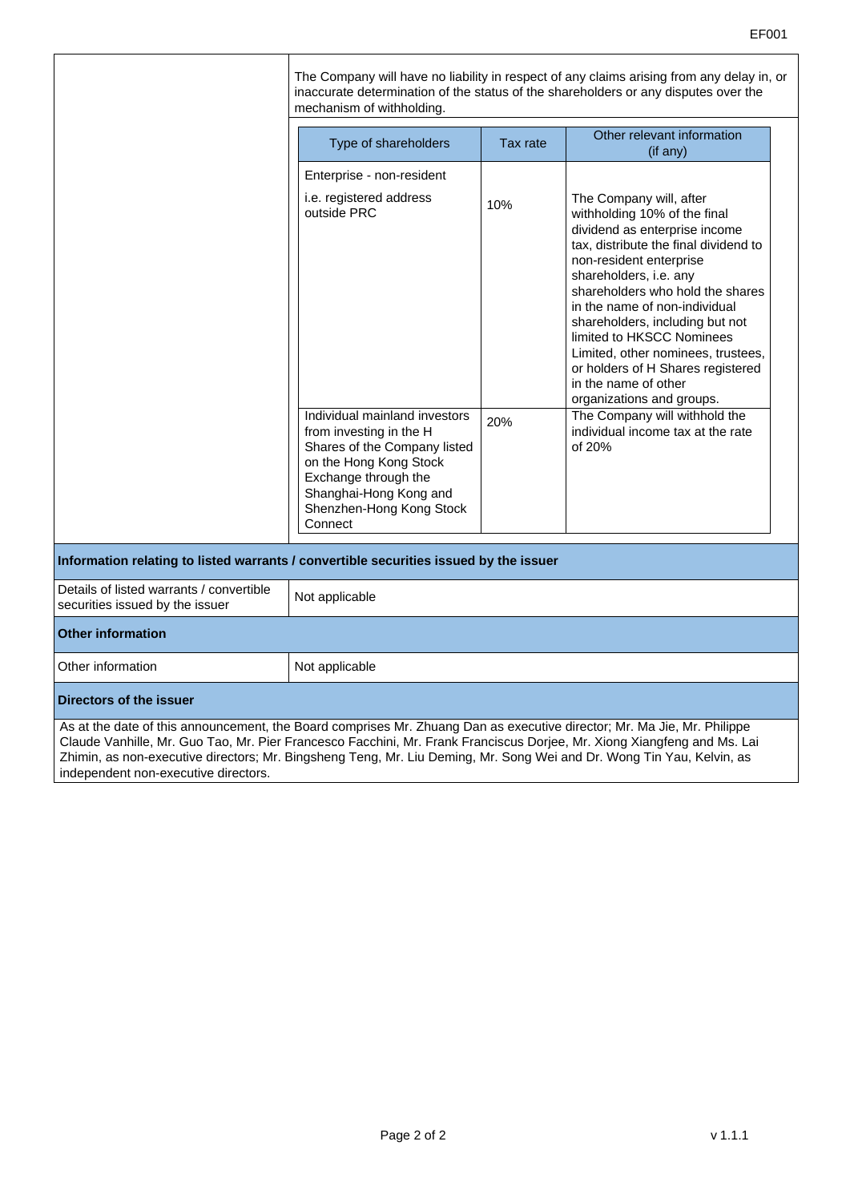The Company will have no liability in respect of any claims arising from any delay in, or inaccurate determination of the status of the shareholders or any disputes over the mechanism of withholding.

| Type of shareholders | Tax rate | Other relevant information (if any) |
|---|---|---|
| Enterprise - non-resident<br>i.e. registered address outside PRC | 10% | The Company will, after withholding 10% of the final dividend as enterprise income tax, distribute the final dividend to non-resident enterprise shareholders, i.e. any shareholders who hold the shares in the name of non-individual shareholders, including but not limited to HKSCC Nominees Limited, other nominees, trustees, or holders of H Shares registered in the name of other organizations and groups. |
| Individual mainland investors from investing in the H Shares of the Company listed on the Hong Kong Stock Exchange through the Shanghai-Hong Kong and Shenzhen-Hong Kong Stock Connect | 20% | The Company will withhold the individual income tax at the rate of 20% |

## Information relating to listed warrants / convertible securities issued by the issuer

| | |
|---|---|
| Details of listed warrants / convertible securities issued by the issuer | Not applicable |

## Other information

| | |
|---|---|
| Other information | Not applicable |

## Directors of the issuer

As at the date of this announcement, the Board comprises Mr. Zhuang Dan as executive director; Mr. Ma Jie, Mr. Philippe Claude Vanhille, Mr. Guo Tao, Mr. Pier Francesco Facchini, Mr. Frank Franciscus Dorjee, Mr. Xiong Xiangfeng and Ms. Lai Zhimin, as non-executive directors; Mr. Bingsheng Teng, Mr. Liu Deming, Mr. Song Wei and Dr. Wong Tin Yau, Kelvin, as independent non-executive directors.